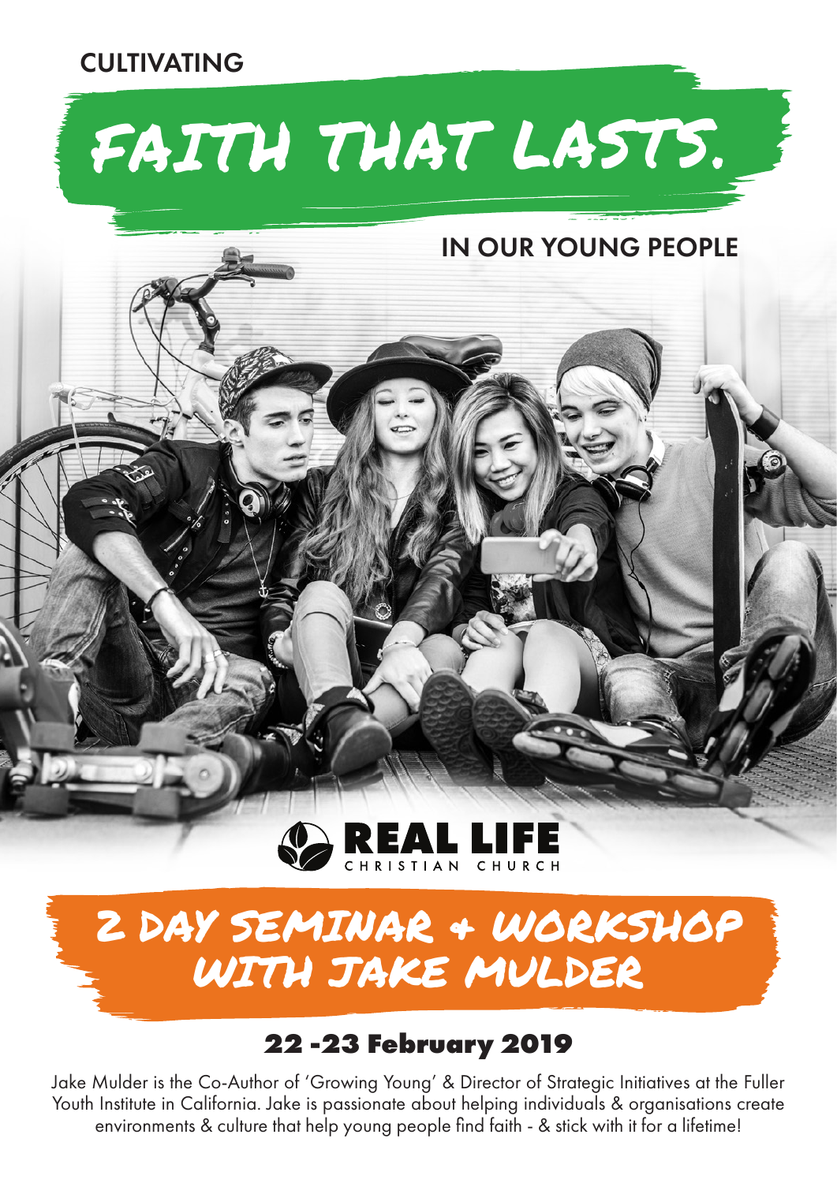CULTIVATING

# FAITH THAT LASTS.

IN OUR YOUNG PEOPLE

REAL LIFE
CHRISTIAN CHURCH

## 2 DAY SEMINAR + WORKSHOP WITH JAKE MULDER

### 22 -23 February 2019

Jake Mulder is the Co-Author of 'Growing Young' & Director of Strategic Initiatives at the Fuller Youth Institute in California. Jake is passionate about helping individuals & organisations create environments & culture that help young people find faith - & stick with it for a lifetime!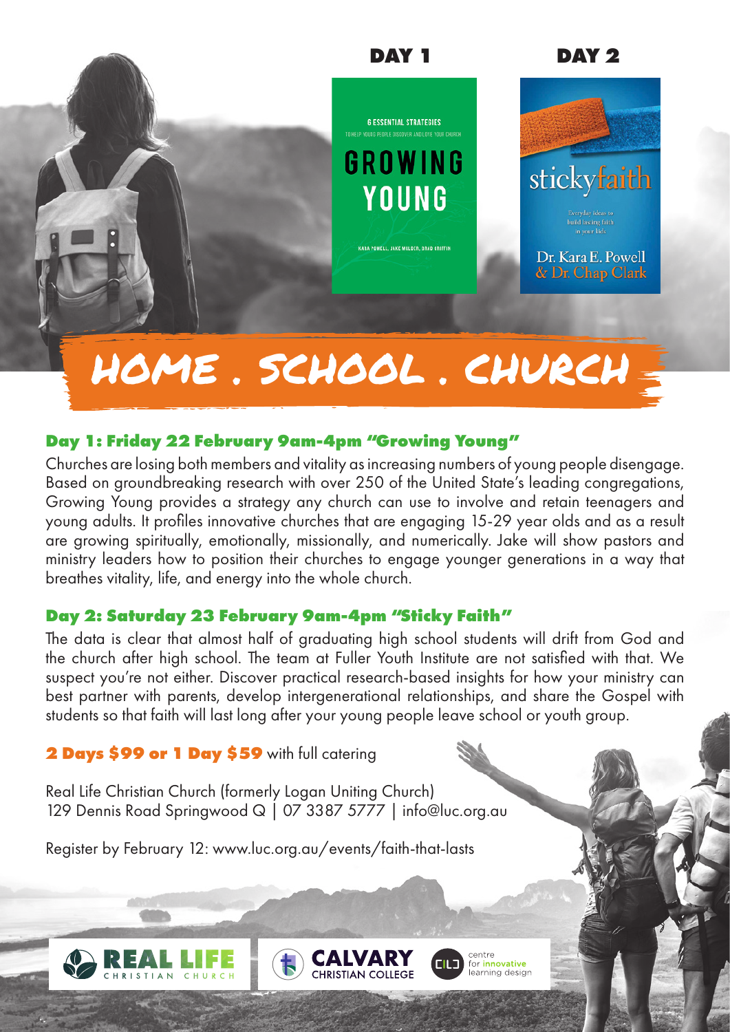DAY 1

DAY 2

6 ESSENTIAL STRATEGIES TO HELP YOUNG PEOPLE DISCOVER AND LOVE YOUR CHURCH

GROWING YOUNG

KARA POWELL, JAKE MULDER, BRAD GRIFFIN

stickyfaith

Everyday ideas to build lasting faith in your kids

Dr. Kara E. Powell & Dr. Chap Clark

# HOME . SCHOOL . CHURCH

### Day 1: Friday 22 February 9am-4pm "Growing Young"

Churches are losing both members and vitality as increasing numbers of young people disengage. Based on groundbreaking research with over 250 of the United State's leading congregations, Growing Young provides a strategy any church can use to involve and retain teenagers and young adults. It profiles innovative churches that are engaging 15-29 year olds and as a result are growing spiritually, emotionally, missionally, and numerically. Jake will show pastors and ministry leaders how to position their churches to engage younger generations in a way that breathes vitality, life, and energy into the whole church.

### Day 2: Saturday 23 February 9am-4pm "Sticky Faith"

The data is clear that almost half of graduating high school students will drift from God and the church after high school. The team at Fuller Youth Institute are not satisfied with that. We suspect you're not either. Discover practical research-based insights for how your ministry can best partner with parents, develop intergenerational relationships, and share the Gospel with students so that faith will last long after your young people leave school or youth group.

**2 Days $99 or 1 Day $59** with full catering

Real Life Christian Church (formerly Logan Uniting Church)
129 Dennis Road Springwood Q | 07 3387 5777 | info@luc.org.au

Register by February 12: www.luc.org.au/events/faith-that-lasts

REAL LIFE CHRISTIAN CHURCH

CALVARY CHRISTIAN COLLEGE

CILD centre for innovative learning design